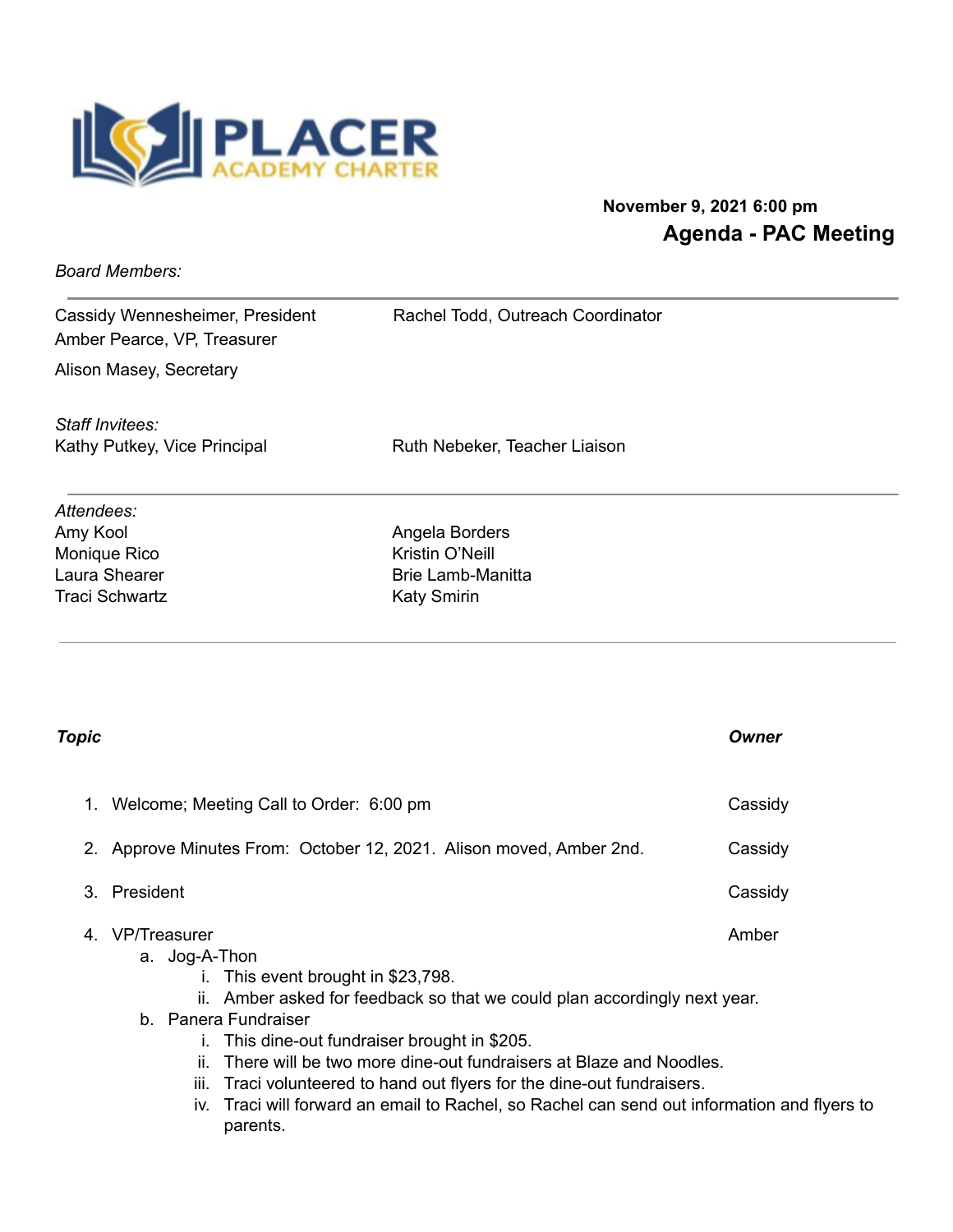PLACER ACADEMY CHARTER

**November 9, 2021 6:00 pm**

## Agenda - PAC Meeting

*Board Members:*

Cassidy Wennesheimer, President
Amber Pearce, VP, Treasurer
Alison Masey, Secretary
Rachel Todd, Outreach Coordinator

*Staff Invitees:*

Kathy Putkey, Vice Principal
Ruth Nebeker, Teacher Liaison

*Attendees:*

Amy Kool
Monique Rico
Laura Shearer
Traci Schwartz
Angela Borders
Kristin O'Neill
Brie Lamb-Manitta
Katy Smirin

| ***Topic*** | ***Owner*** |
| --- | --- |
| 1. Welcome; Meeting Call to Order: 6:00 pm | Cassidy |
| 2. Approve Minutes From: October 12, 2021. Alison moved, Amber 2nd. | Cassidy |
| 3. President | Cassidy |
| 4. VP/Treasurer | Amber |

a. Jog-A-Thon
   i. This event brought in $23,798.
   ii. Amber asked for feedback so that we could plan accordingly next year.

b. Panera Fundraiser
   i. This dine-out fundraiser brought in $205.
   ii. There will be two more dine-out fundraisers at Blaze and Noodles.
   iii. Traci volunteered to hand out flyers for the dine-out fundraisers.
   iv. Traci will forward an email to Rachel, so Rachel can send out information and flyers to parents.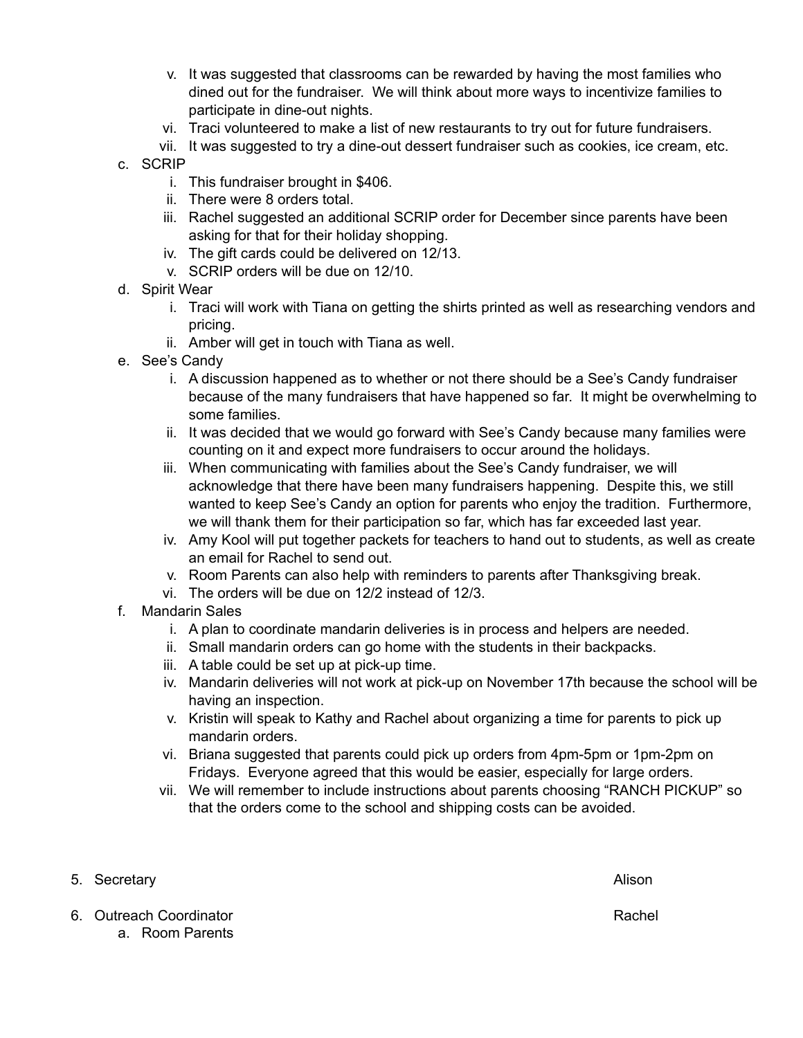v. It was suggested that classrooms can be rewarded by having the most families who dined out for the fundraiser. We will think about more ways to incentivize families to participate in dine-out nights.
vi. Traci volunteered to make a list of new restaurants to try out for future fundraisers.
vii. It was suggested to try a dine-out dessert fundraiser such as cookies, ice cream, etc.

c. SCRIP
   i. This fundraiser brought in $406.
   ii. There were 8 orders total.
   iii. Rachel suggested an additional SCRIP order for December since parents have been asking for that for their holiday shopping.
   iv. The gift cards could be delivered on 12/13.
   v. SCRIP orders will be due on 12/10.

d. Spirit Wear
   i. Traci will work with Tiana on getting the shirts printed as well as researching vendors and pricing.
   ii. Amber will get in touch with Tiana as well.

e. See's Candy
   i. A discussion happened as to whether or not there should be a See's Candy fundraiser because of the many fundraisers that have happened so far. It might be overwhelming to some families.
   ii. It was decided that we would go forward with See's Candy because many families were counting on it and expect more fundraisers to occur around the holidays.
   iii. When communicating with families about the See's Candy fundraiser, we will acknowledge that there have been many fundraisers happening. Despite this, we still wanted to keep See's Candy an option for parents who enjoy the tradition. Furthermore, we will thank them for their participation so far, which has far exceeded last year.
   iv. Amy Kool will put together packets for teachers to hand out to students, as well as create an email for Rachel to send out.
   v. Room Parents can also help with reminders to parents after Thanksgiving break.
   vi. The orders will be due on 12/2 instead of 12/3.

f. Mandarin Sales
   i. A plan to coordinate mandarin deliveries is in process and helpers are needed.
   ii. Small mandarin orders can go home with the students in their backpacks.
   iii. A table could be set up at pick-up time.
   iv. Mandarin deliveries will not work at pick-up on November 17th because the school will be having an inspection.
   v. Kristin will speak to Kathy and Rachel about organizing a time for parents to pick up mandarin orders.
   vi. Briana suggested that parents could pick up orders from 4pm-5pm or 1pm-2pm on Fridays. Everyone agreed that this would be easier, especially for large orders.
   vii. We will remember to include instructions about parents choosing "RANCH PICKUP" so that the orders come to the school and shipping costs can be avoided.

5. Secretary — Alison

6. Outreach Coordinator — Rachel
   a. Room Parents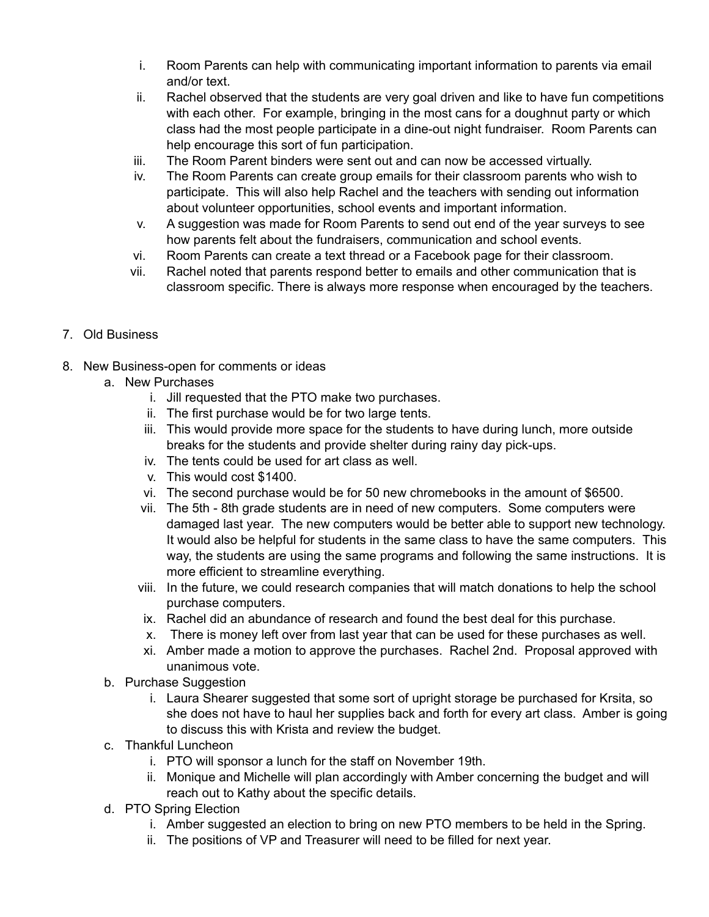i. Room Parents can help with communicating important information to parents via email and/or text.
ii. Rachel observed that the students are very goal driven and like to have fun competitions with each other. For example, bringing in the most cans for a doughnut party or which class had the most people participate in a dine-out night fundraiser. Room Parents can help encourage this sort of fun participation.
iii. The Room Parent binders were sent out and can now be accessed virtually.
iv. The Room Parents can create group emails for their classroom parents who wish to participate. This will also help Rachel and the teachers with sending out information about volunteer opportunities, school events and important information.
v. A suggestion was made for Room Parents to send out end of the year surveys to see how parents felt about the fundraisers, communication and school events.
vi. Room Parents can create a text thread or a Facebook page for their classroom.
vii. Rachel noted that parents respond better to emails and other communication that is classroom specific. There is always more response when encouraged by the teachers.

7. Old Business

8. New Business-open for comments or ideas
   a. New Purchases
      i. Jill requested that the PTO make two purchases.
      ii. The first purchase would be for two large tents.
      iii. This would provide more space for the students to have during lunch, more outside breaks for the students and provide shelter during rainy day pick-ups.
      iv. The tents could be used for art class as well.
      v. This would cost $1400.
      vi. The second purchase would be for 50 new chromebooks in the amount of $6500.
      vii. The 5th - 8th grade students are in need of new computers. Some computers were damaged last year. The new computers would be better able to support new technology. It would also be helpful for students in the same class to have the same computers. This way, the students are using the same programs and following the same instructions. It is more efficient to streamline everything.
      viii. In the future, we could research companies that will match donations to help the school purchase computers.
      ix. Rachel did an abundance of research and found the best deal for this purchase.
      x. There is money left over from last year that can be used for these purchases as well.
      xi. Amber made a motion to approve the purchases. Rachel 2nd. Proposal approved with unanimous vote.
   b. Purchase Suggestion
      i. Laura Shearer suggested that some sort of upright storage be purchased for Krsita, so she does not have to haul her supplies back and forth for every art class. Amber is going to discuss this with Krista and review the budget.
   c. Thankful Luncheon
      i. PTO will sponsor a lunch for the staff on November 19th.
      ii. Monique and Michelle will plan accordingly with Amber concerning the budget and will reach out to Kathy about the specific details.
   d. PTO Spring Election
      i. Amber suggested an election to bring on new PTO members to be held in the Spring.
      ii. The positions of VP and Treasurer will need to be filled for next year.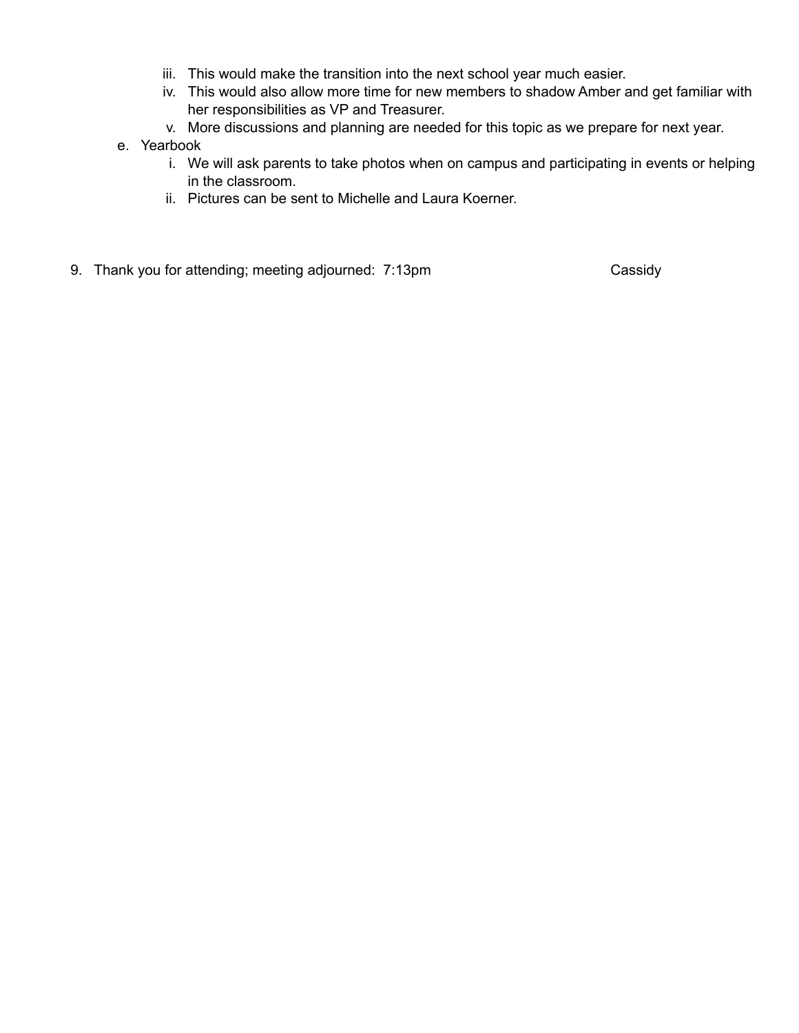iii. This would make the transition into the next school year much easier.
   iv. This would also allow more time for new members to shadow Amber and get familiar with her responsibilities as VP and Treasurer.
   v. More discussions and planning are needed for this topic as we prepare for next year.

e. Yearbook
   i. We will ask parents to take photos when on campus and participating in events or helping in the classroom.
   ii. Pictures can be sent to Michelle and Laura Koerner.

9. Thank you for attending; meeting adjourned: 7:13pm Cassidy